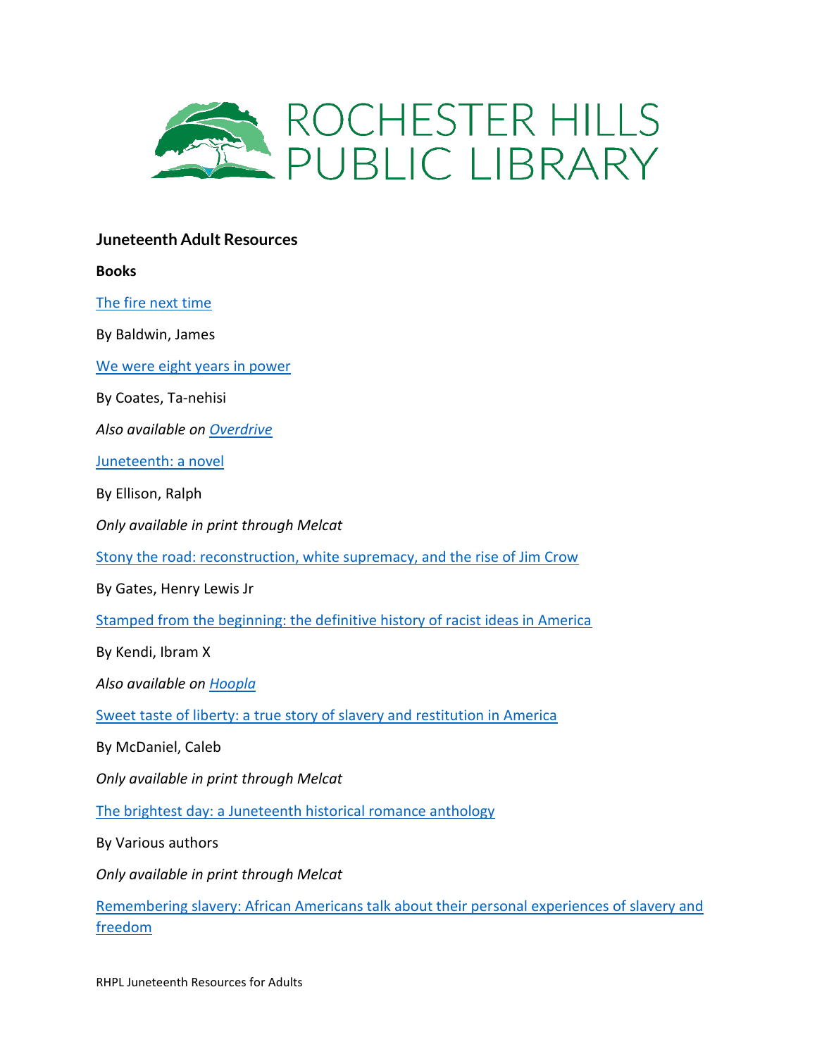# ROCHESTER HILLS PUBLIC LIBRARY

## Juneteenth Adult Resources

### Books

The fire next time

By Baldwin, James

We were eight years in power

By Coates, Ta-nehisi

*Also available on Overdrive*

Juneteenth: a novel

By Ellison, Ralph

*Only available in print through Melcat*

Stony the road: reconstruction, white supremacy, and the rise of Jim Crow

By Gates, Henry Lewis Jr

Stamped from the beginning: the definitive history of racist ideas in America

By Kendi, Ibram X

*Also available on Hoopla*

Sweet taste of liberty: a true story of slavery and restitution in America

By McDaniel, Caleb

*Only available in print through Melcat*

The brightest day: a Juneteenth historical romance anthology

By Various authors

*Only available in print through Melcat*

Remembering slavery: African Americans talk about their personal experiences of slavery and freedom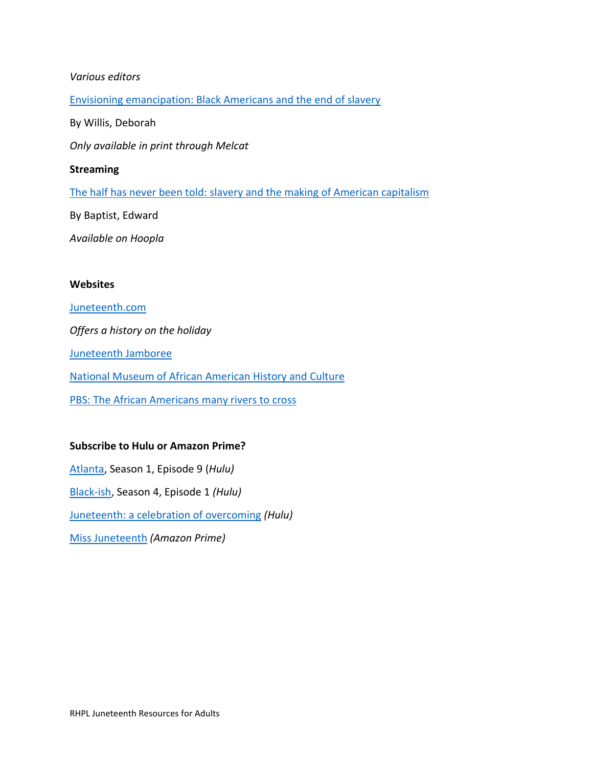*Various editors*

Envisioning emancipation: Black Americans and the end of slavery

By Willis, Deborah

*Only available in print through Melcat*

**Streaming**

The half has never been told: slavery and the making of American capitalism

By Baptist, Edward

*Available on Hoopla*

**Websites**

Juneteenth.com

*Offers a history on the holiday*

Juneteenth Jamboree

National Museum of African American History and Culture

PBS: The African Americans many rivers to cross

**Subscribe to Hulu or Amazon Prime?**

Atlanta, Season 1, Episode 9 (*Hulu)*

Black-ish, Season 4, Episode 1 *(Hulu)*

Juneteenth: a celebration of overcoming *(Hulu)*

Miss Juneteenth *(Amazon Prime)*